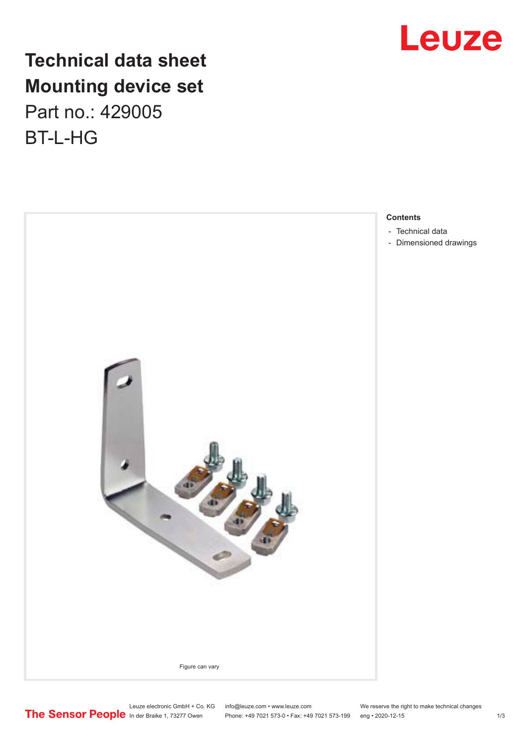# Technical data sheet
# Mounting device set

Part no.: 429005

BT-L-HG

Figure can vary

**Contents**

- Technical data
- Dimensioned drawings

Leuze electronic GmbH + Co. KG
In der Braike 1, 73277 Owen

info@leuze.com • www.leuze.com
Phone: +49 7021 573-0 • Fax: +49 7021 573-199

We reserve the right to make technical changes
eng • 2020-12-15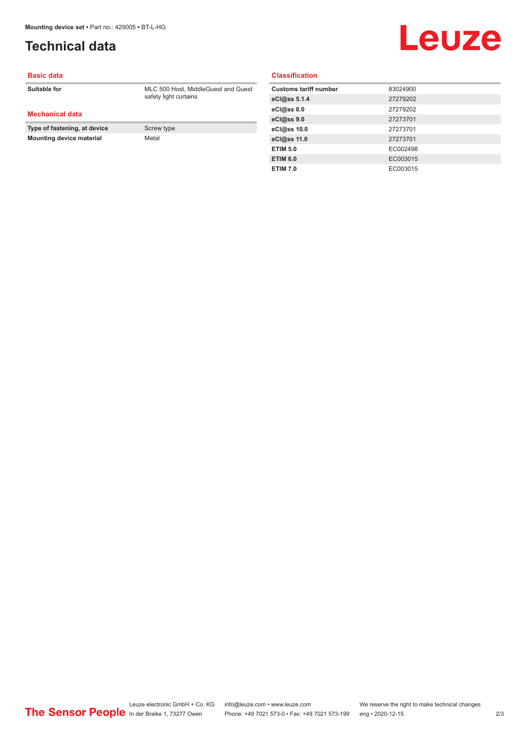# Technical data

## Basic data

| | |
|---|---|
| **Suitable for** | MLC 500 Host, MiddleGuest and Guest safety light curtains |

## Mechanical data

| | |
|---|---|
| **Type of fastening, at device** | Screw type |
| **Mounting device material** | Metal |

## Classification

| | |
|---|---|
| **Customs tariff number** | 83024900 |
| **eCl@ss 5.1.4** | 27279202 |
| **eCl@ss 8.0** | 27279202 |
| **eCl@ss 9.0** | 27273701 |
| **eCl@ss 10.0** | 27273701 |
| **eCl@ss 11.0** | 27273701 |
| **ETIM 5.0** | EC002498 |
| **ETIM 6.0** | EC003015 |
| **ETIM 7.0** | EC003015 |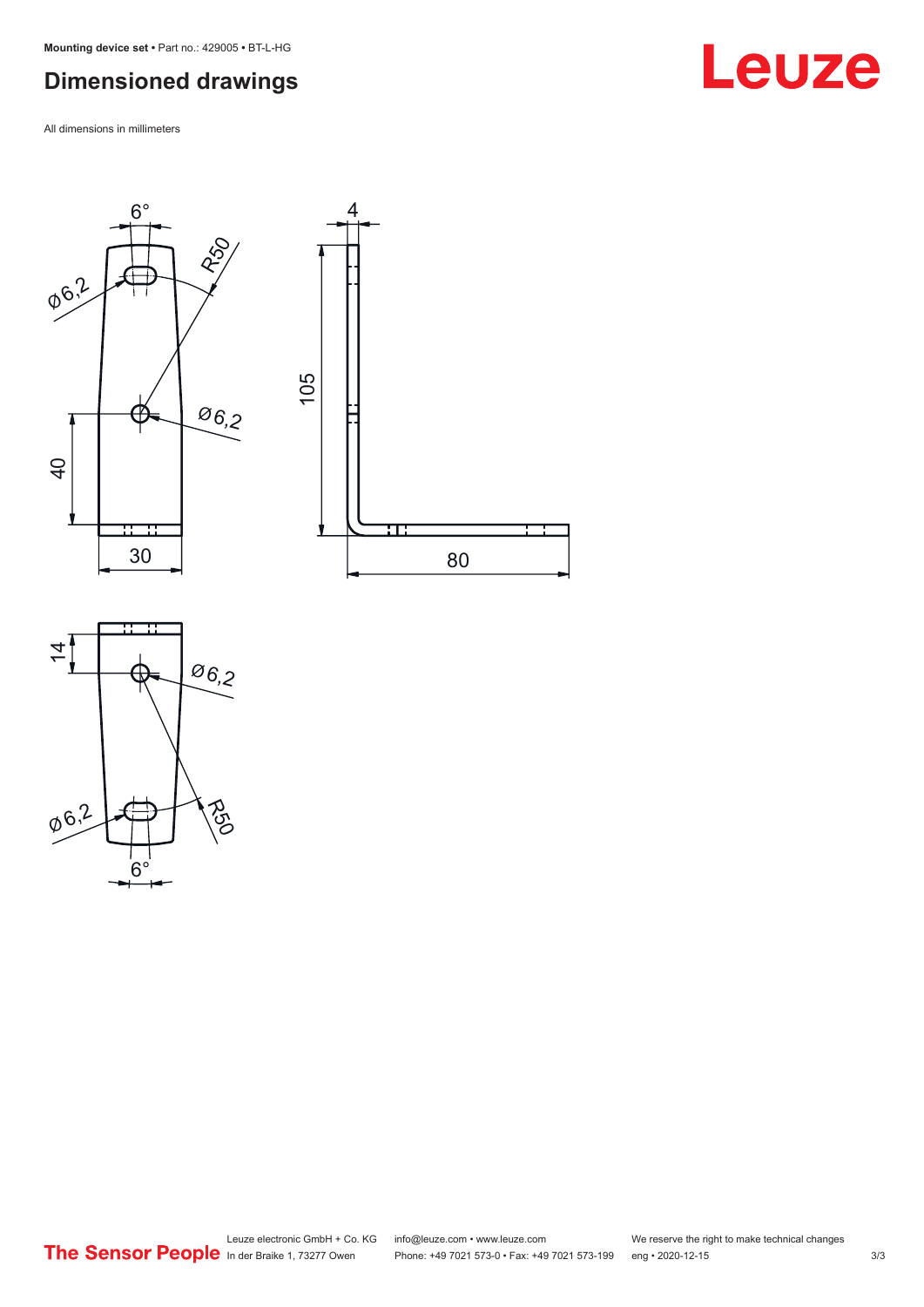## Dimensioned drawings

All dimensions in millimeters

6°

R50

Ø6,2

Ø6,2

40

30

4

105

80

14

Ø6,2

Ø6,2

R50

6°